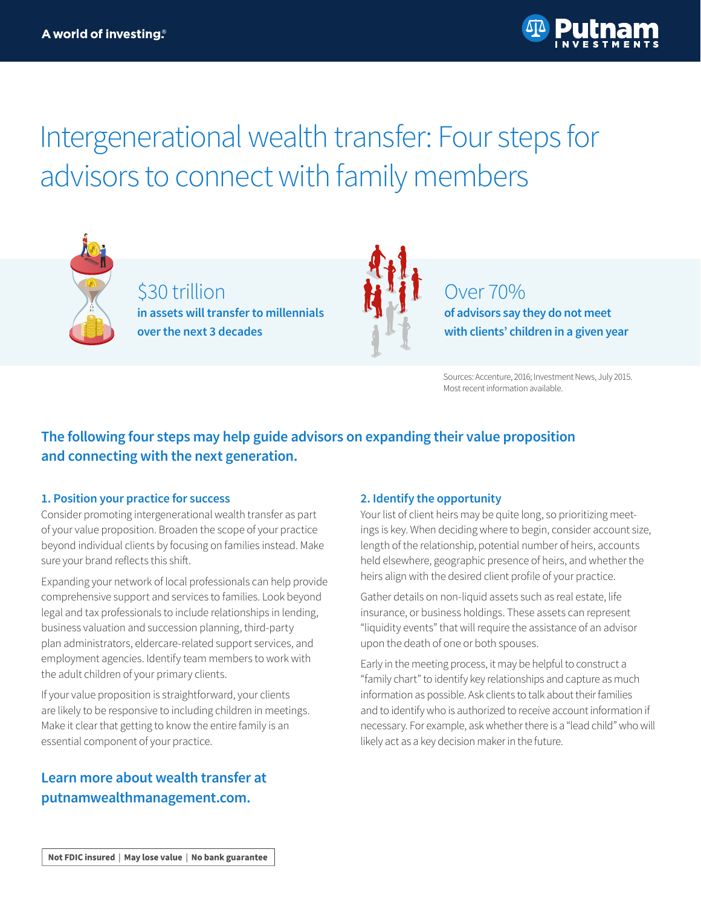A world of investing.®

# Intergenerational wealth transfer: Four steps for advisors to connect with family members

**$30 trillion**
**in assets will transfer to millennials over the next 3 decades**

**Over 70%**
**of advisors say they do not meet with clients' children in a given year**

Sources: Accenture, 2016; Investment News, July 2015. Most recent information available.

## The following four steps may help guide advisors on expanding their value proposition and connecting with the next generation.

### 1. Position your practice for success

Consider promoting intergenerational wealth transfer as part of your value proposition. Broaden the scope of your practice beyond individual clients by focusing on families instead. Make sure your brand reflects this shift.

Expanding your network of local professionals can help provide comprehensive support and services to families. Look beyond legal and tax professionals to include relationships in lending, business valuation and succession planning, third-party plan administrators, eldercare-related support services, and employment agencies. Identify team members to work with the adult children of your primary clients.

If your value proposition is straightforward, your clients are likely to be responsive to including children in meetings. Make it clear that getting to know the entire family is an essential component of your practice.

### 2. Identify the opportunity

Your list of client heirs may be quite long, so prioritizing meetings is key. When deciding where to begin, consider account size, length of the relationship, potential number of heirs, accounts held elsewhere, geographic presence of heirs, and whether the heirs align with the desired client profile of your practice.

Gather details on non-liquid assets such as real estate, life insurance, or business holdings. These assets can represent "liquidity events" that will require the assistance of an advisor upon the death of one or both spouses.

Early in the meeting process, it may be helpful to construct a "family chart" to identify key relationships and capture as much information as possible. Ask clients to talk about their families and to identify who is authorized to receive account information if necessary. For example, ask whether there is a "lead child" who will likely act as a key decision maker in the future.

**Learn more about wealth transfer at putnamwealthmanagement.com.**

Not FDIC insured | May lose value | No bank guarantee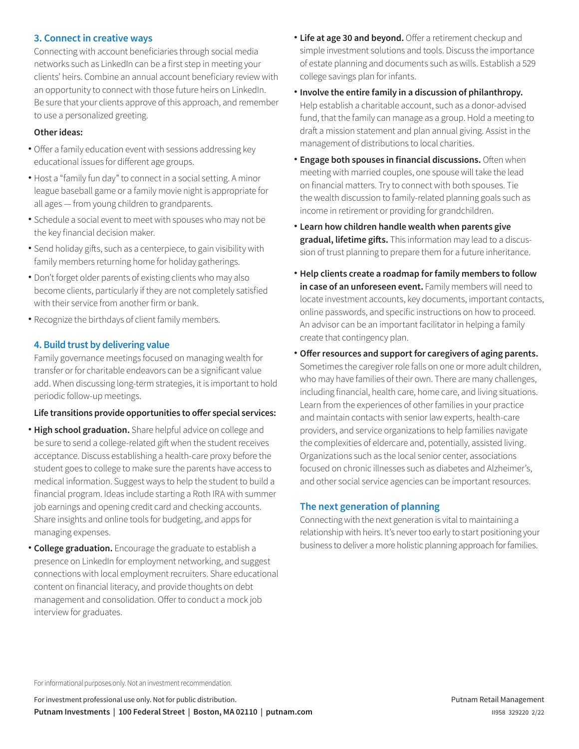### 3. Connect in creative ways

Connecting with account beneficiaries through social media networks such as LinkedIn can be a first step in meeting your clients' heirs. Combine an annual account beneficiary review with an opportunity to connect with those future heirs on LinkedIn. Be sure that your clients approve of this approach, and remember to use a personalized greeting.

**Other ideas:**

- Offer a family education event with sessions addressing key educational issues for different age groups.
- Host a "family fun day" to connect in a social setting. A minor league baseball game or a family movie night is appropriate for all ages — from young children to grandparents.
- Schedule a social event to meet with spouses who may not be the key financial decision maker.
- Send holiday gifts, such as a centerpiece, to gain visibility with family members returning home for holiday gatherings.
- Don't forget older parents of existing clients who may also become clients, particularly if they are not completely satisfied with their service from another firm or bank.
- Recognize the birthdays of client family members.

### 4. Build trust by delivering value

Family governance meetings focused on managing wealth for transfer or for charitable endeavors can be a significant value add. When discussing long-term strategies, it is important to hold periodic follow-up meetings.

**Life transitions provide opportunities to offer special services:**

- **High school graduation.** Share helpful advice on college and be sure to send a college-related gift when the student receives acceptance. Discuss establishing a health-care proxy before the student goes to college to make sure the parents have access to medical information. Suggest ways to help the student to build a financial program. Ideas include starting a Roth IRA with summer job earnings and opening credit card and checking accounts. Share insights and online tools for budgeting, and apps for managing expenses.
- **College graduation.** Encourage the graduate to establish a presence on LinkedIn for employment networking, and suggest connections with local employment recruiters. Share educational content on financial literacy, and provide thoughts on debt management and consolidation. Offer to conduct a mock job interview for graduates.
- **Life at age 30 and beyond.** Offer a retirement checkup and simple investment solutions and tools. Discuss the importance of estate planning and documents such as wills. Establish a 529 college savings plan for infants.
- **Involve the entire family in a discussion of philanthropy.** Help establish a charitable account, such as a donor-advised fund, that the family can manage as a group. Hold a meeting to draft a mission statement and plan annual giving. Assist in the management of distributions to local charities.
- **Engage both spouses in financial discussions.** Often when meeting with married couples, one spouse will take the lead on financial matters. Try to connect with both spouses. Tie the wealth discussion to family-related planning goals such as income in retirement or providing for grandchildren.
- **Learn how children handle wealth when parents give gradual, lifetime gifts.** This information may lead to a discussion of trust planning to prepare them for a future inheritance.
- **Help clients create a roadmap for family members to follow in case of an unforeseen event.** Family members will need to locate investment accounts, key documents, important contacts, online passwords, and specific instructions on how to proceed. An advisor can be an important facilitator in helping a family create that contingency plan.
- **Offer resources and support for caregivers of aging parents.** Sometimes the caregiver role falls on one or more adult children, who may have families of their own. There are many challenges, including financial, health care, home care, and living situations. Learn from the experiences of other families in your practice and maintain contacts with senior law experts, health-care providers, and service organizations to help families navigate the complexities of eldercare and, potentially, assisted living. Organizations such as the local senior center, associations focused on chronic illnesses such as diabetes and Alzheimer's, and other social service agencies can be important resources.

### The next generation of planning

Connecting with the next generation is vital to maintaining a relationship with heirs. It's never too early to start positioning your business to deliver a more holistic planning approach for families.

For informational purposes only. Not an investment recommendation.

For investment professional use only. Not for public distribution.

**Putnam Investments | 100 Federal Street | Boston, MA 02110 | putnam.com**

Putnam Retail Management

II958 329220 2/22